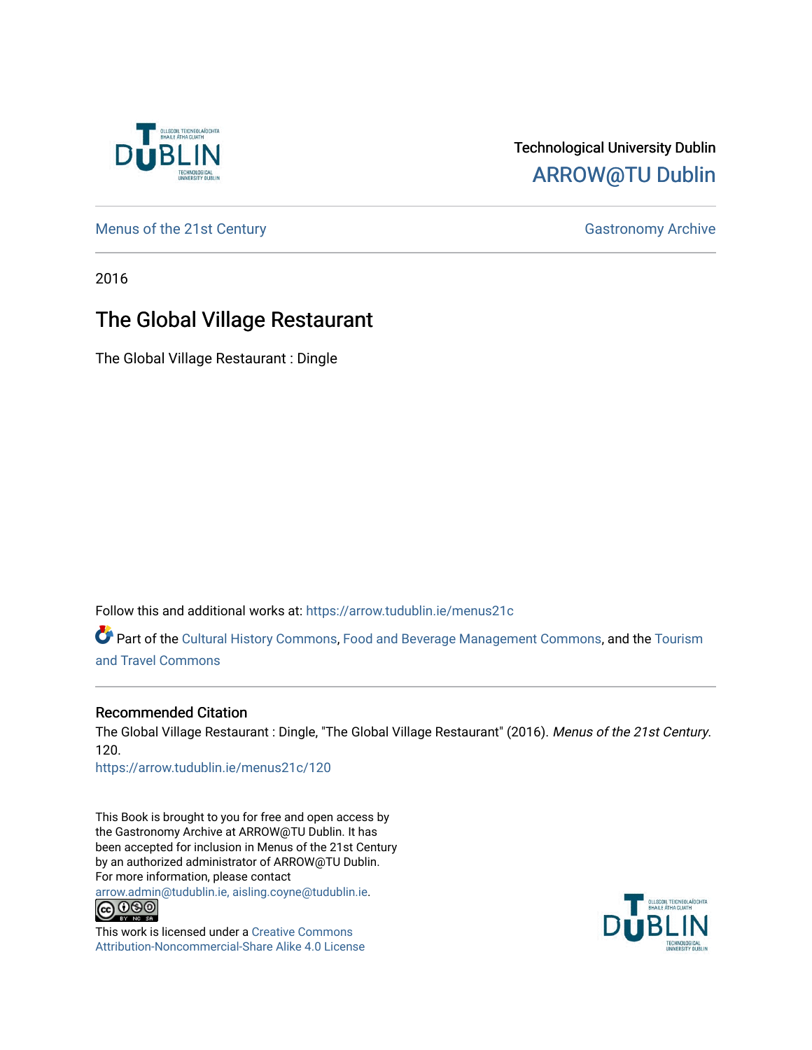Technological University Dublin

ARROW@TU Dublin

Menus of the 21st Century | Gastronomy Archive

2016

# The Global Village Restaurant

The Global Village Restaurant : Dingle

Follow this and additional works at: https://arrow.tudublin.ie/menus21c

Part of the Cultural History Commons, Food and Beverage Management Commons, and the Tourism and Travel Commons

## Recommended Citation

The Global Village Restaurant : Dingle, "The Global Village Restaurant" (2016). *Menus of the 21st Century*. 120.
https://arrow.tudublin.ie/menus21c/120

This Book is brought to you for free and open access by the Gastronomy Archive at ARROW@TU Dublin. It has been accepted for inclusion in Menus of the 21st Century by an authorized administrator of ARROW@TU Dublin. For more information, please contact arrow.admin@tudublin.ie, aisling.coyne@tudublin.ie.

This work is licensed under a Creative Commons Attribution-Noncommercial-Share Alike 4.0 License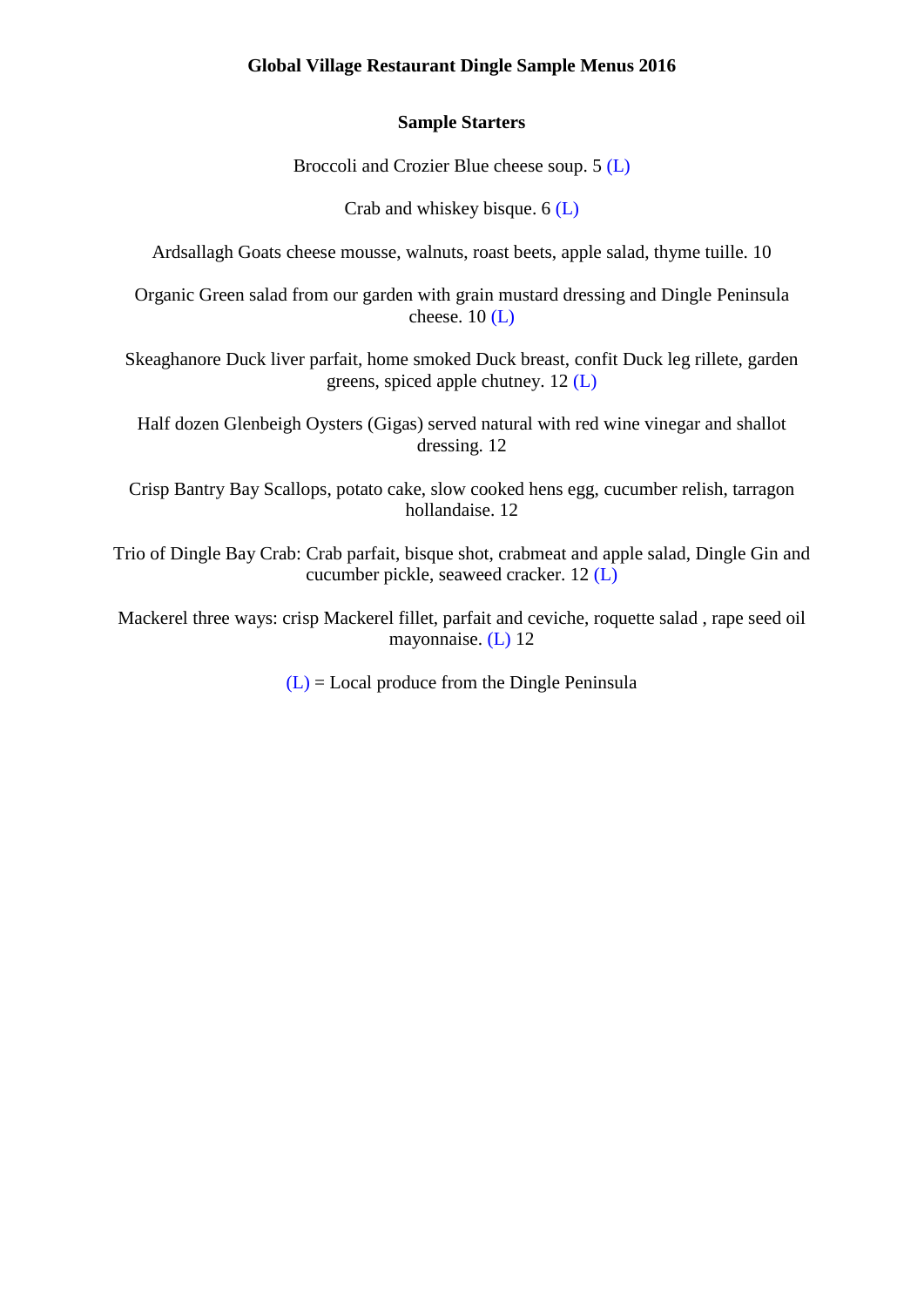**Global Village Restaurant Dingle Sample Menus 2016**

**Sample Starters**

Broccoli and Crozier Blue cheese soup. 5 (L)

Crab and whiskey bisque. 6 (L)

Ardsallagh Goats cheese mousse, walnuts, roast beets, apple salad, thyme tuille. 10

Organic Green salad from our garden with grain mustard dressing and Dingle Peninsula cheese. 10 (L)

Skeaghanore Duck liver parfait, home smoked Duck breast, confit Duck leg rillete, garden greens, spiced apple chutney. 12 (L)

Half dozen Glenbeigh Oysters (Gigas) served natural with red wine vinegar and shallot dressing. 12

Crisp Bantry Bay Scallops, potato cake, slow cooked hens egg, cucumber relish, tarragon hollandaise. 12

Trio of Dingle Bay Crab: Crab parfait, bisque shot, crabmeat and apple salad, Dingle Gin and cucumber pickle, seaweed cracker. 12 (L)

Mackerel three ways: crisp Mackerel fillet, parfait and ceviche, roquette salad , rape seed oil mayonnaise. (L) 12

(L) = Local produce from the Dingle Peninsula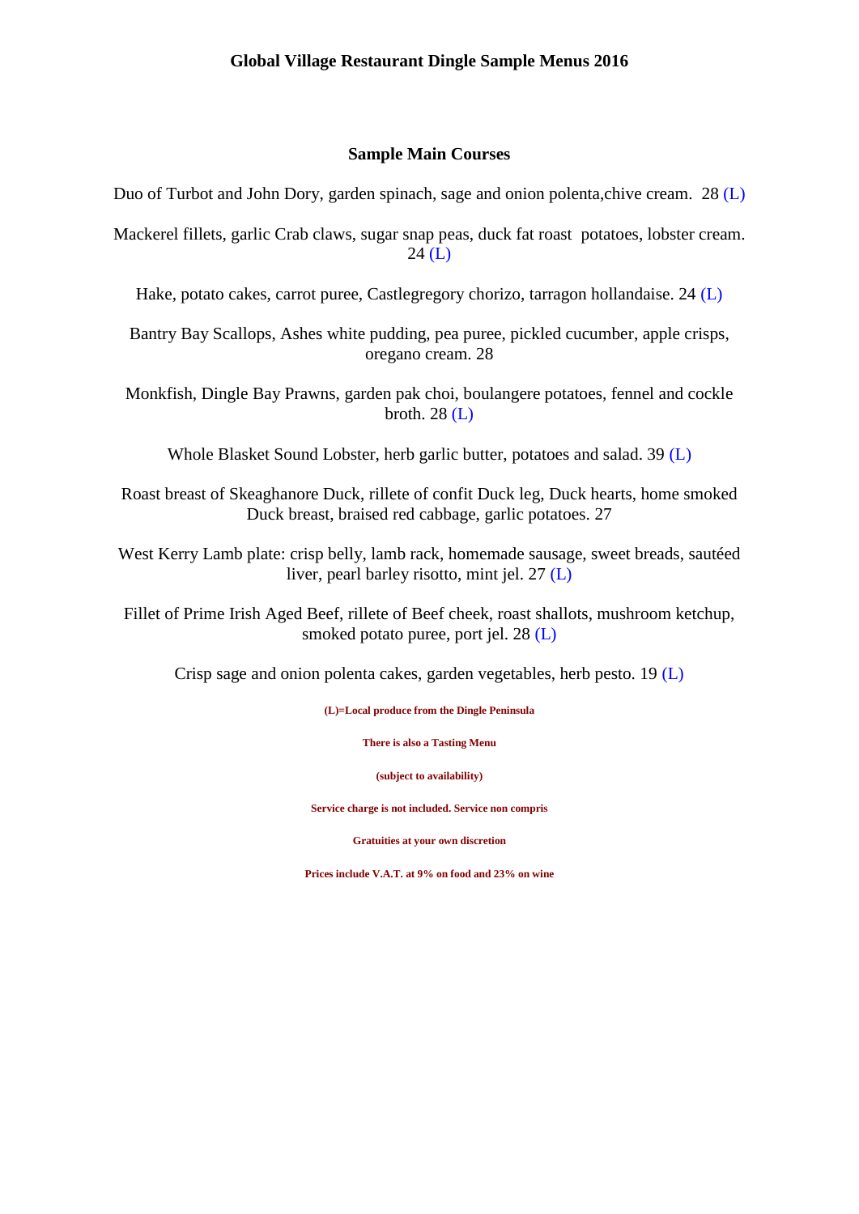**Global Village Restaurant Dingle Sample Menus 2016**

## Sample Main Courses

Duo of Turbot and John Dory, garden spinach, sage and onion polenta,chive cream. 28 (L)

Mackerel fillets, garlic Crab claws, sugar snap peas, duck fat roast potatoes, lobster cream. 24 (L)

Hake, potato cakes, carrot puree, Castlegregory chorizo, tarragon hollandaise. 24 (L)

Bantry Bay Scallops, Ashes white pudding, pea puree, pickled cucumber, apple crisps, oregano cream. 28

Monkfish, Dingle Bay Prawns, garden pak choi, boulangere potatoes, fennel and cockle broth. 28 (L)

Whole Blasket Sound Lobster, herb garlic butter, potatoes and salad. 39 (L)

Roast breast of Skeaghanore Duck, rillete of confit Duck leg, Duck hearts, home smoked Duck breast, braised red cabbage, garlic potatoes. 27

West Kerry Lamb plate: crisp belly, lamb rack, homemade sausage, sweet breads, sautéed liver, pearl barley risotto, mint jel. 27 (L)

Fillet of Prime Irish Aged Beef, rillete of Beef cheek, roast shallots, mushroom ketchup, smoked potato puree, port jel. 28 (L)

Crisp sage and onion polenta cakes, garden vegetables, herb pesto. 19 (L)

**(L)=Local produce from the Dingle Peninsula**

**There is also a Tasting Menu**

**(subject to availability)**

**Service charge is not included. Service non compris**

**Gratuities at your own discretion**

**Prices include V.A.T. at 9% on food and 23% on wine**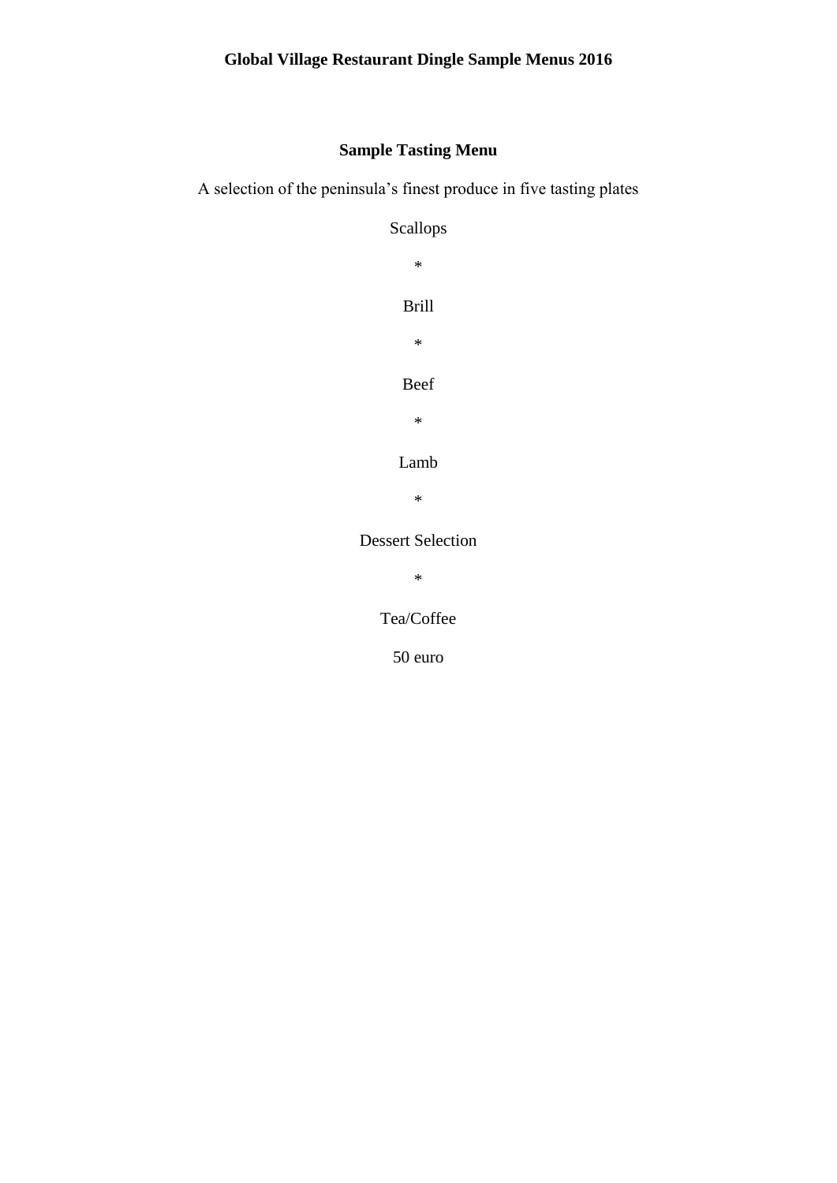**Global Village Restaurant Dingle Sample Menus 2016**

## Sample Tasting Menu

A selection of the peninsula's finest produce in five tasting plates

Scallops

*

Brill

*

Beef

*

Lamb

*

Dessert Selection

*

Tea/Coffee

50 euro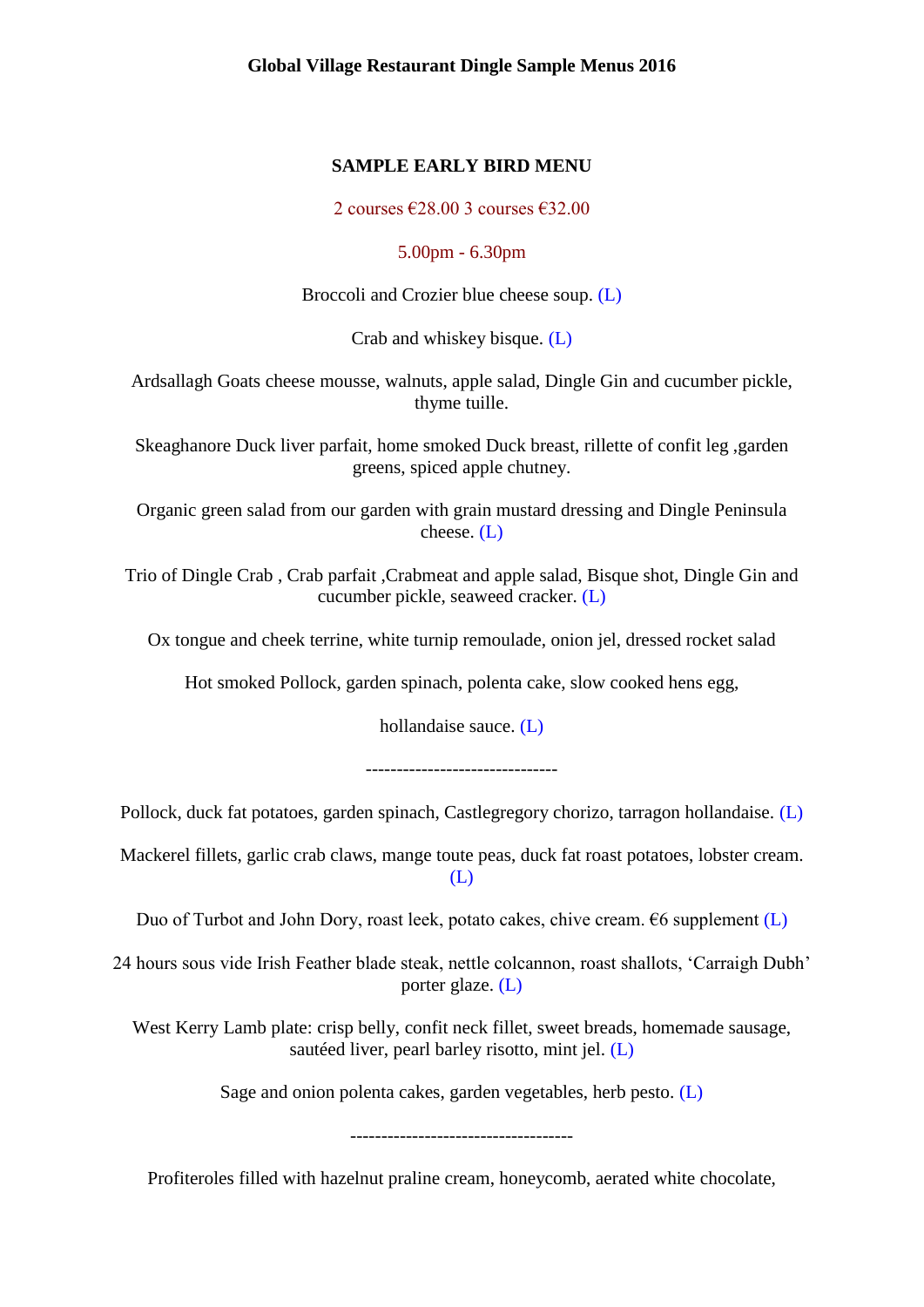**Global Village Restaurant Dingle Sample Menus 2016**

**SAMPLE EARLY BIRD MENU**

2 courses €28.00 3 courses €32.00

5.00pm - 6.30pm

Broccoli and Crozier blue cheese soup. (L)

Crab and whiskey bisque. (L)

Ardsallagh Goats cheese mousse, walnuts, apple salad, Dingle Gin and cucumber pickle, thyme tuille.

Skeaghanore Duck liver parfait, home smoked Duck breast, rillette of confit leg ,garden greens, spiced apple chutney.

Organic green salad from our garden with grain mustard dressing and Dingle Peninsula cheese. (L)

Trio of Dingle Crab , Crab parfait ,Crabmeat and apple salad, Bisque shot, Dingle Gin and cucumber pickle, seaweed cracker. (L)

Ox tongue and cheek terrine, white turnip remoulade, onion jel, dressed rocket salad

Hot smoked Pollock, garden spinach, polenta cake, slow cooked hens egg,

hollandaise sauce. (L)

-------------------------------

Pollock, duck fat potatoes, garden spinach, Castlegregory chorizo, tarragon hollandaise. (L)

Mackerel fillets, garlic crab claws, mange toute peas, duck fat roast potatoes, lobster cream. (L)

Duo of Turbot and John Dory, roast leek, potato cakes, chive cream. €6 supplement (L)

24 hours sous vide Irish Feather blade steak, nettle colcannon, roast shallots, 'Carraigh Dubh' porter glaze. (L)

West Kerry Lamb plate: crisp belly, confit neck fillet, sweet breads, homemade sausage, sautéed liver, pearl barley risotto, mint jel. (L)

Sage and onion polenta cakes, garden vegetables, herb pesto. (L)

------------------------------------

Profiteroles filled with hazelnut praline cream, honeycomb, aerated white chocolate,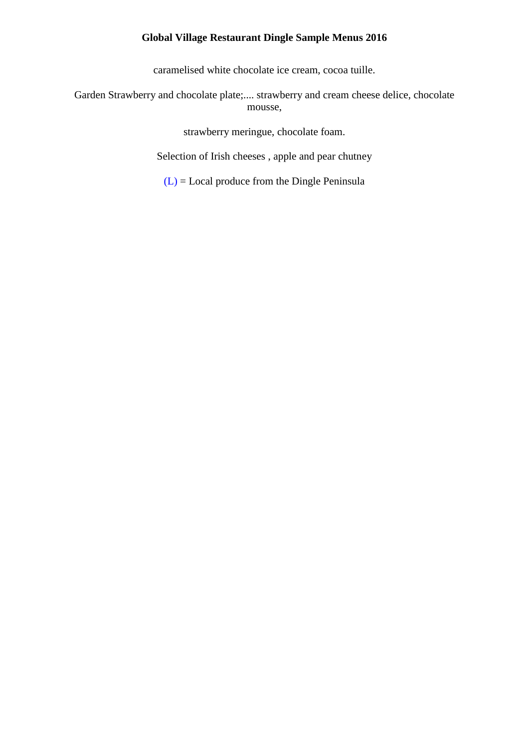caramelised white chocolate ice cream, cocoa tuille.

Garden Strawberry and chocolate plate;.... strawberry and cream cheese delice, chocolate mousse,

strawberry meringue, chocolate foam.

Selection of Irish cheeses , apple and pear chutney

(L) = Local produce from the Dingle Peninsula